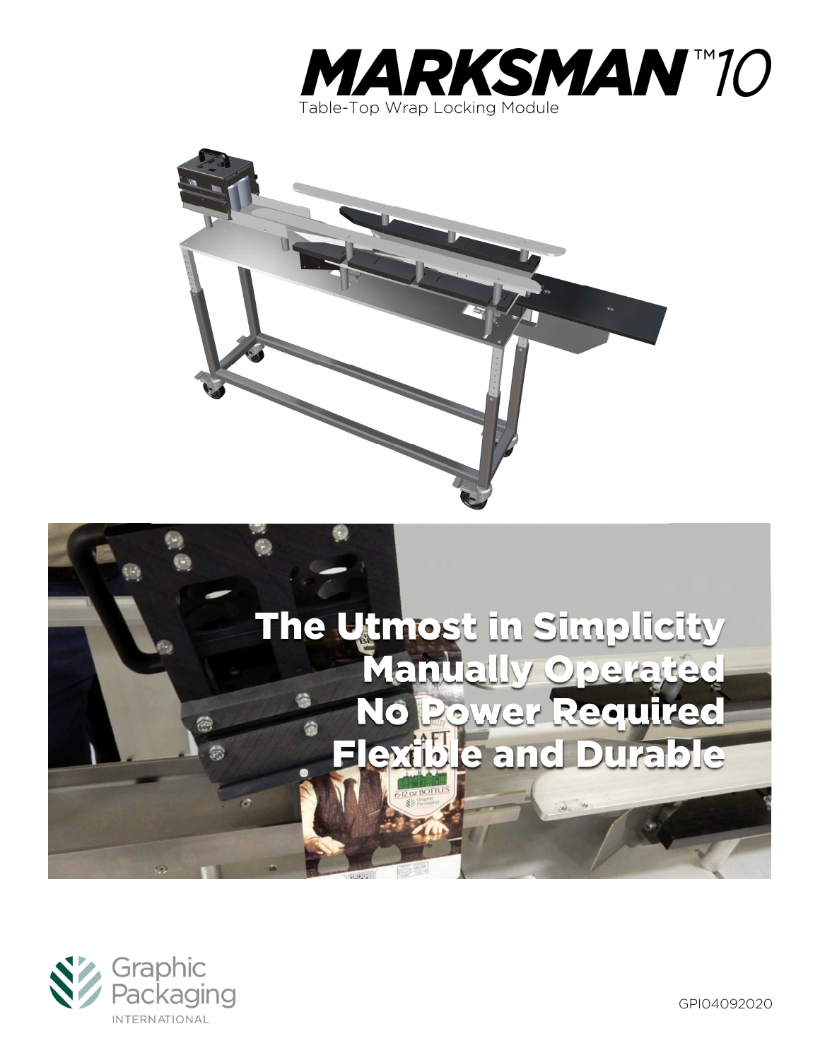# MARKSMAN™10

Table-Top Wrap Locking Module

**The Utmost in Simplicity**
**Manually Operated**
**No Power Required**
**Flexible and Durable**

Graphic Packaging INTERNATIONAL

GPI04092020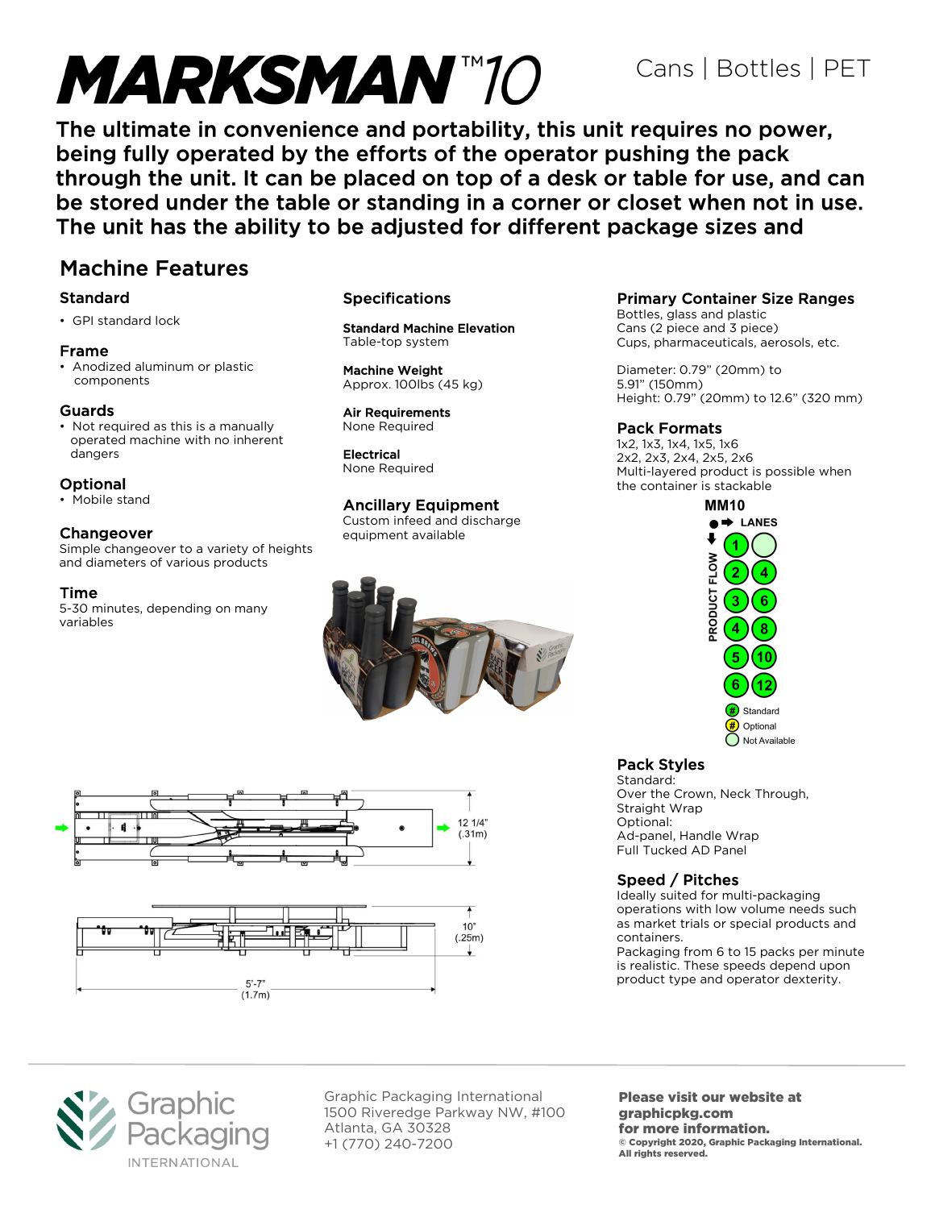# MARKSMAN™10

Cans | Bottles | PET

**The ultimate in convenience and portability, this unit requires no power, being fully operated by the efforts of the operator pushing the pack through the unit. It can be placed on top of a desk or table for use, and can be stored under the table or standing in a corner or closet when not in use. The unit has the ability to be adjusted for different package sizes and**

## Machine Features

### Standard

- GPI standard lock

### Frame

- Anodized aluminum or plastic components

### Guards

- Not required as this is a manually operated machine with no inherent dangers

### Optional

- Mobile stand

### Changeover

Simple changeover to a variety of heights and diameters of various products

### Time

5-30 minutes, depending on many variables

### Specifications

**Standard Machine Elevation**
Table-top system

**Machine Weight**
Approx. 100lbs (45 kg)

**Air Requirements**
None Required

**Electrical**
None Required

### Ancillary Equipment

Custom infeed and discharge equipment available

### Primary Container Size Ranges

Bottles, glass and plastic
Cans (2 piece and 3 piece)
Cups, pharmaceuticals, aerosols, etc.

Diameter: 0.79" (20mm) to 5.91" (150mm)
Height: 0.79" (20mm) to 12.6" (320 mm)

### Pack Formats

1x2, 1x3, 1x4, 1x5, 1x6
2x2, 2x3, 2x4, 2x5, 2x6
Multi-layered product is possible when the container is stackable

**MM10**

LANES

PRODUCT FLOW

1
2 4
3 6
4 8
5 10
6 12

Standard
Optional
Not Available

### Pack Styles

Standard:
Over the Crown, Neck Through, Straight Wrap
Optional:
Ad-panel, Handle Wrap
Full Tucked AD Panel

### Speed / Pitches

Ideally suited for multi-packaging operations with low volume needs such as market trials or special products and containers.
Packaging from 6 to 15 packs per minute is realistic. These speeds depend upon product type and operator dexterity.

12 1/4" (.31m)

10" (.25m)

5'-7" (1.7m)

Graphic Packaging INTERNATIONAL

Graphic Packaging International
1500 Riveredge Parkway NW, #100
Atlanta, GA 30328
+1 (770) 240-7200

**Please visit our website at graphicpkg.com for more information.**
© Copyright 2020, Graphic Packaging International. All rights reserved.